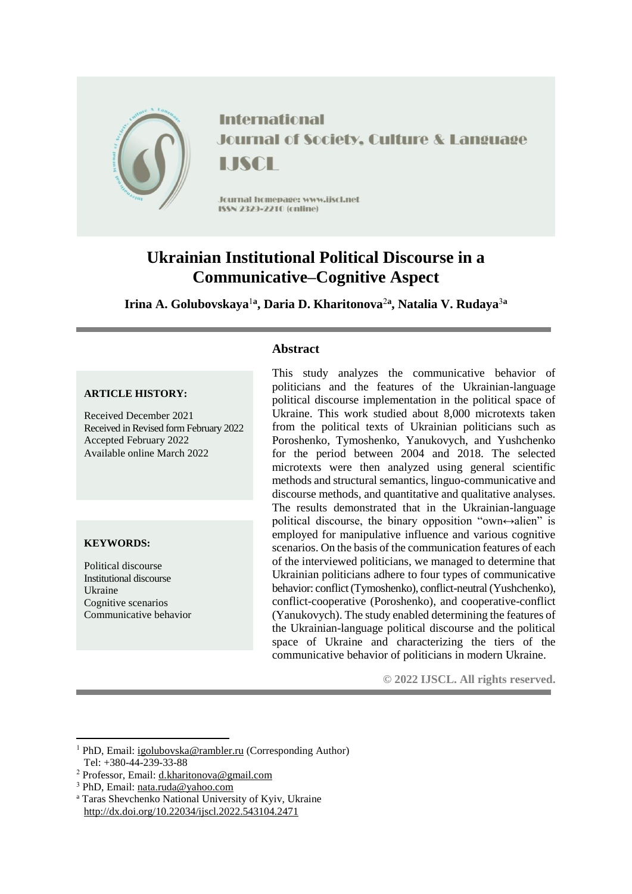International
Journal of Society, Culture & Language
IJSCL

Journal homepage: www.ijscl.net
ISSN 2329-2210 (online)

# Ukrainian Institutional Political Discourse in a Communicative–Cognitive Aspect

**Irina A. Golubovskaya[1a], Daria D. Kharitonova[2a], Natalia V. Rudaya[3a]**

**ARTICLE HISTORY:**

Received December 2021
Received in Revised form February 2022
Accepted February 2022
Available online March 2022

**KEYWORDS:**

Political discourse
Institutional discourse
Ukraine
Cognitive scenarios
Communicative behavior

## Abstract

This study analyzes the communicative behavior of politicians and the features of the Ukrainian-language political discourse implementation in the political space of Ukraine. This work studied about 8,000 microtexts taken from the political texts of Ukrainian politicians such as Poroshenko, Tymoshenko, Yanukovych, and Yushchenko for the period between 2004 and 2018. The selected microtexts were then analyzed using general scientific methods and structural semantics, linguo-communicative and discourse methods, and quantitative and qualitative analyses. The results demonstrated that in the Ukrainian-language political discourse, the binary opposition "own↔alien" is employed for manipulative influence and various cognitive scenarios. On the basis of the communication features of each of the interviewed politicians, we managed to determine that Ukrainian politicians adhere to four types of communicative behavior: conflict (Tymoshenko), conflict-neutral (Yushchenko), conflict-cooperative (Poroshenko), and cooperative-conflict (Yanukovych). The study enabled determining the features of the Ukrainian-language political discourse and the political space of Ukraine and characterizing the tiers of the communicative behavior of politicians in modern Ukraine.

**© 2022 IJSCL. All rights reserved.**

---

[1] PhD, Email: igolubovska@rambler.ru (Corresponding Author)
Tel: +380-44-239-33-88
[2] Professor, Email: d.kharitonova@gmail.com
[3] PhD, Email: nata.ruda@yahoo.com
[a] Taras Shevchenko National University of Kyiv, Ukraine
http://dx.doi.org/10.22034/ijscl.2022.543104.2471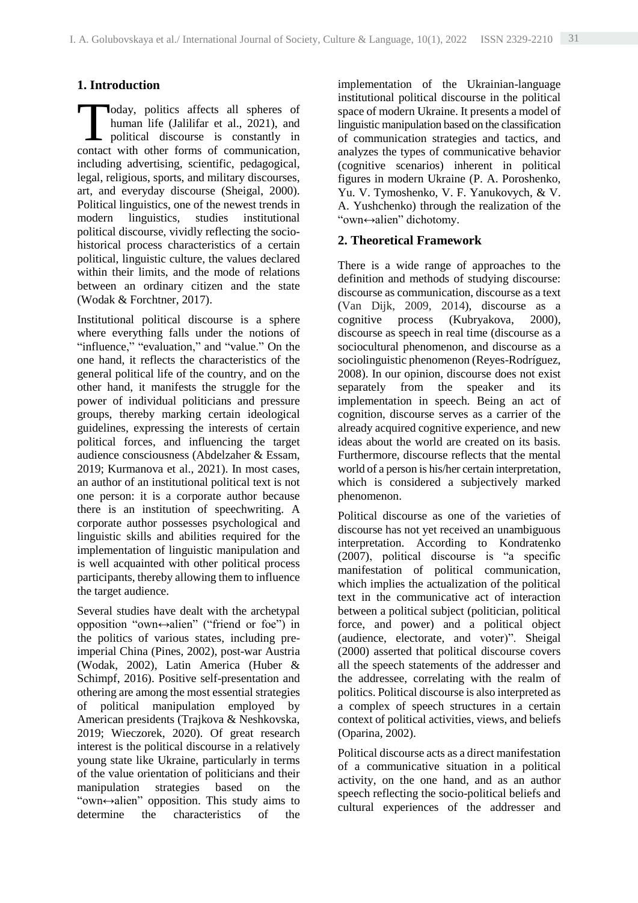## 1. Introduction

Today, politics affects all spheres of human life (Jalilifar et al., 2021), and political discourse is constantly in contact with other forms of communication, including advertising, scientific, pedagogical, legal, religious, sports, and military discourses, art, and everyday discourse (Sheigal, 2000). Political linguistics, one of the newest trends in modern linguistics, studies institutional political discourse, vividly reflecting the socio-historical process characteristics of a certain political, linguistic culture, the values declared within their limits, and the mode of relations between an ordinary citizen and the state (Wodak & Forchtner, 2017).

Institutional political discourse is a sphere where everything falls under the notions of "influence," "evaluation," and "value." On the one hand, it reflects the characteristics of the general political life of the country, and on the other hand, it manifests the struggle for the power of individual politicians and pressure groups, thereby marking certain ideological guidelines, expressing the interests of certain political forces, and influencing the target audience consciousness (Abdelzaher & Essam, 2019; Kurmanova et al., 2021). In most cases, an author of an institutional political text is not one person: it is a corporate author because there is an institution of speechwriting. A corporate author possesses psychological and linguistic skills and abilities required for the implementation of linguistic manipulation and is well acquainted with other political process participants, thereby allowing them to influence the target audience.

Several studies have dealt with the archetypal opposition "own↔alien" ("friend or foe") in the politics of various states, including pre-imperial China (Pines, 2002), post-war Austria (Wodak, 2002), Latin America (Huber & Schimpf, 2016). Positive self-presentation and othering are among the most essential strategies of political manipulation employed by American presidents (Trajkova & Neshkovska, 2019; Wieczorek, 2020). Of great research interest is the political discourse in a relatively young state like Ukraine, particularly in terms of the value orientation of politicians and their manipulation strategies based on the "own↔alien" opposition. This study aims to determine the characteristics of the implementation of the Ukrainian-language institutional political discourse in the political space of modern Ukraine. It presents a model of linguistic manipulation based on the classification of communication strategies and tactics, and analyzes the types of communicative behavior (cognitive scenarios) inherent in political figures in modern Ukraine (P. A. Poroshenko, Yu. V. Tymoshenko, V. F. Yanukovych, & V. A. Yushchenko) through the realization of the "own↔alien" dichotomy.

## 2. Theoretical Framework

There is a wide range of approaches to the definition and methods of studying discourse: discourse as communication, discourse as a text (Van Dijk, 2009, 2014), discourse as a cognitive process (Kubryakova, 2000), discourse as speech in real time (discourse as a sociocultural phenomenon, and discourse as a sociolinguistic phenomenon (Reyes-Rodríguez, 2008). In our opinion, discourse does not exist separately from the speaker and its implementation in speech. Being an act of cognition, discourse serves as a carrier of the already acquired cognitive experience, and new ideas about the world are created on its basis. Furthermore, discourse reflects that the mental world of a person is his/her certain interpretation, which is considered a subjectively marked phenomenon.

Political discourse as one of the varieties of discourse has not yet received an unambiguous interpretation. According to Kondratenko (2007), political discourse is "a specific manifestation of political communication, which implies the actualization of the political text in the communicative act of interaction between a political subject (politician, political force, and power) and a political object (audience, electorate, and voter)". Sheigal (2000) asserted that political discourse covers all the speech statements of the addresser and the addressee, correlating with the realm of politics. Political discourse is also interpreted as a complex of speech structures in a certain context of political activities, views, and beliefs (Oparina, 2002).

Political discourse acts as a direct manifestation of a communicative situation in a political activity, on the one hand, and as an author speech reflecting the socio-political beliefs and cultural experiences of the addresser and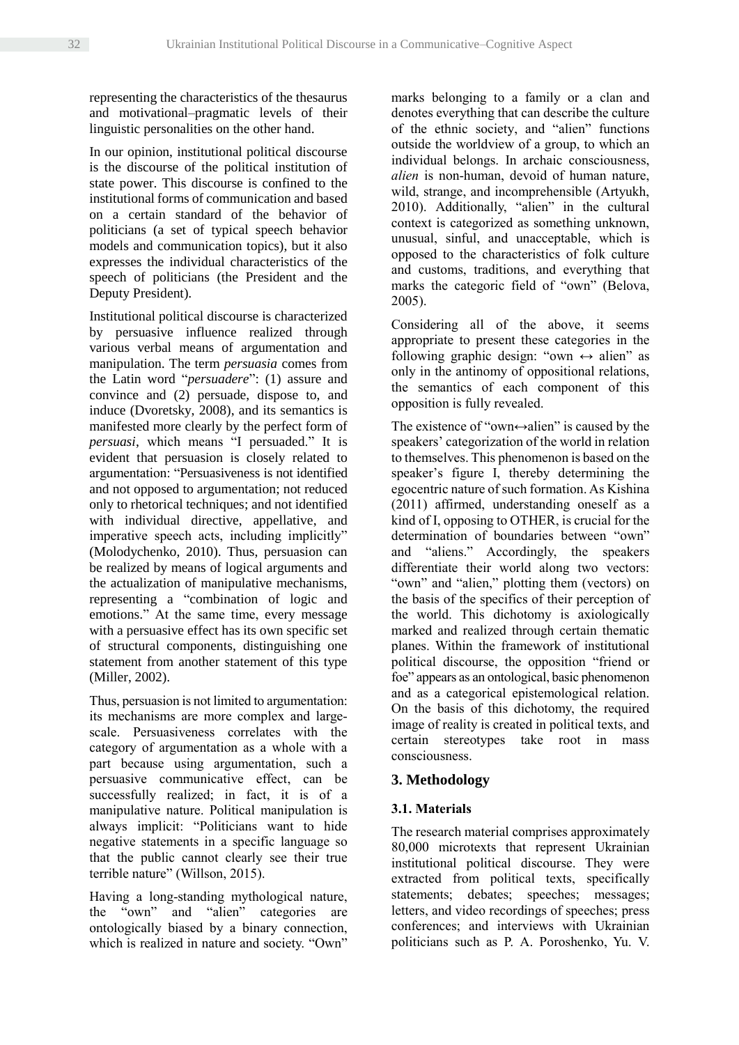representing the characteristics of the thesaurus and motivational–pragmatic levels of their linguistic personalities on the other hand.

In our opinion, institutional political discourse is the discourse of the political institution of state power. This discourse is confined to the institutional forms of communication and based on a certain standard of the behavior of politicians (a set of typical speech behavior models and communication topics), but it also expresses the individual characteristics of the speech of politicians (the President and the Deputy President).

Institutional political discourse is characterized by persuasive influence realized through various verbal means of argumentation and manipulation. The term *persuasia* comes from the Latin word "*persuadere*": (1) assure and convince and (2) persuade, dispose to, and induce (Dvoretsky, 2008), and its semantics is manifested more clearly by the perfect form of *persuasi*, which means "I persuaded." It is evident that persuasion is closely related to argumentation: "Persuasiveness is not identified and not opposed to argumentation; not reduced only to rhetorical techniques; and not identified with individual directive, appellative, and imperative speech acts, including implicitly" (Molodychenko, 2010). Thus, persuasion can be realized by means of logical arguments and the actualization of manipulative mechanisms, representing a "combination of logic and emotions." At the same time, every message with a persuasive effect has its own specific set of structural components, distinguishing one statement from another statement of this type (Miller, 2002).

Thus, persuasion is not limited to argumentation: its mechanisms are more complex and large-scale. Persuasiveness correlates with the category of argumentation as a whole with a part because using argumentation, such a persuasive communicative effect, can be successfully realized; in fact, it is of a manipulative nature. Political manipulation is always implicit: "Politicians want to hide negative statements in a specific language so that the public cannot clearly see their true terrible nature" (Willson, 2015).

Having a long-standing mythological nature, the "own" and "alien" categories are ontologically biased by a binary connection, which is realized in nature and society. "Own" marks belonging to a family or a clan and denotes everything that can describe the culture of the ethnic society, and "alien" functions outside the worldview of a group, to which an individual belongs. In archaic consciousness, *alien* is non-human, devoid of human nature, wild, strange, and incomprehensible (Artyukh, 2010). Additionally, "alien" in the cultural context is categorized as something unknown, unusual, sinful, and unacceptable, which is opposed to the characteristics of folk culture and customs, traditions, and everything that marks the categoric field of "own" (Belova, 2005).

Considering all of the above, it seems appropriate to present these categories in the following graphic design: "own ↔ alien" as only in the antinomy of oppositional relations, the semantics of each component of this opposition is fully revealed.

The existence of "own↔alien" is caused by the speakers' categorization of the world in relation to themselves. This phenomenon is based on the speaker's figure I, thereby determining the egocentric nature of such formation. As Kishina (2011) affirmed, understanding oneself as a kind of I, opposing to OTHER, is crucial for the determination of boundaries between "own" and "aliens." Accordingly, the speakers differentiate their world along two vectors: "own" and "alien," plotting them (vectors) on the basis of the specifics of their perception of the world. This dichotomy is axiologically marked and realized through certain thematic planes. Within the framework of institutional political discourse, the opposition "friend or foe" appears as an ontological, basic phenomenon and as a categorical epistemological relation. On the basis of this dichotomy, the required image of reality is created in political texts, and certain stereotypes take root in mass consciousness.

## 3. Methodology

### 3.1. Materials

The research material comprises approximately 80,000 microtexts that represent Ukrainian institutional political discourse. They were extracted from political texts, specifically statements; debates; speeches; messages; letters, and video recordings of speeches; press conferences; and interviews with Ukrainian politicians such as P. A. Poroshenko, Yu. V.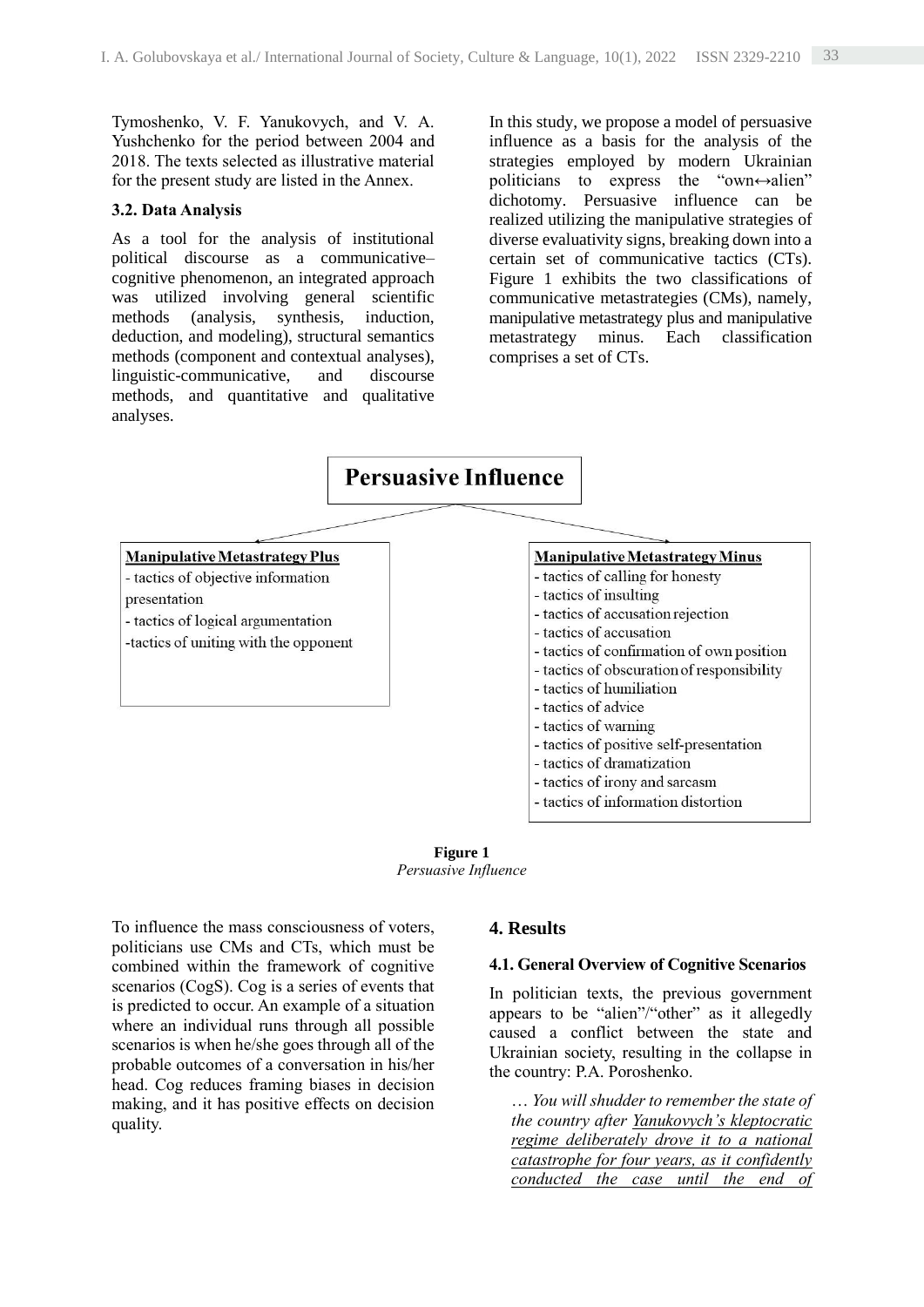Tymoshenko, V. F. Yanukovych, and V. A. Yushchenko for the period between 2004 and 2018. The texts selected as illustrative material for the present study are listed in the Annex.

### 3.2. Data Analysis

As a tool for the analysis of institutional political discourse as a communicative–cognitive phenomenon, an integrated approach was utilized involving general scientific methods (analysis, synthesis, induction, deduction, and modeling), structural semantics methods (component and contextual analyses), linguistic-communicative, and discourse methods, and quantitative and qualitative analyses.

In this study, we propose a model of persuasive influence as a basis for the analysis of the strategies employed by modern Ukrainian politicians to express the "own↔alien" dichotomy. Persuasive influence can be realized utilizing the manipulative strategies of diverse evaluativity signs, breaking down into a certain set of communicative tactics (CTs). Figure 1 exhibits the two classifications of communicative metastrategies (CMs), namely, manipulative metastrategy plus and manipulative metastrategy minus. Each classification comprises a set of CTs.

**Persuasive Influence**

**Manipulative Metastrategy Plus**
- tactics of objective information presentation
- tactics of logical argumentation
- tactics of uniting with the opponent

**Manipulative Metastrategy Minus**
- tactics of calling for honesty
- tactics of insulting
- tactics of accusation rejection
- tactics of accusation
- tactics of confirmation of own position
- tactics of obscuration of responsibility
- tactics of humiliation
- tactics of advice
- tactics of warning
- tactics of positive self-presentation
- tactics of dramatization
- tactics of irony and sarcasm
- tactics of information distortion

**Figure 1**
*Persuasive Influence*

To influence the mass consciousness of voters, politicians use CMs and CTs, which must be combined within the framework of cognitive scenarios (CogS). Cog is a series of events that is predicted to occur. An example of a situation where an individual runs through all possible scenarios is when he/she goes through all of the probable outcomes of a conversation in his/her head. Cog reduces framing biases in decision making, and it has positive effects on decision quality.

## 4. Results

### 4.1. General Overview of Cognitive Scenarios

In politician texts, the previous government appears to be "alien"/"other" as it allegedly caused a conflict between the state and Ukrainian society, resulting in the collapse in the country: P.A. Poroshenko.

> *… You will shudder to remember the state of the country after Yanukovych's kleptocratic regime deliberately drove it to a national catastrophe for four years, as it confidently conducted the case until the end of*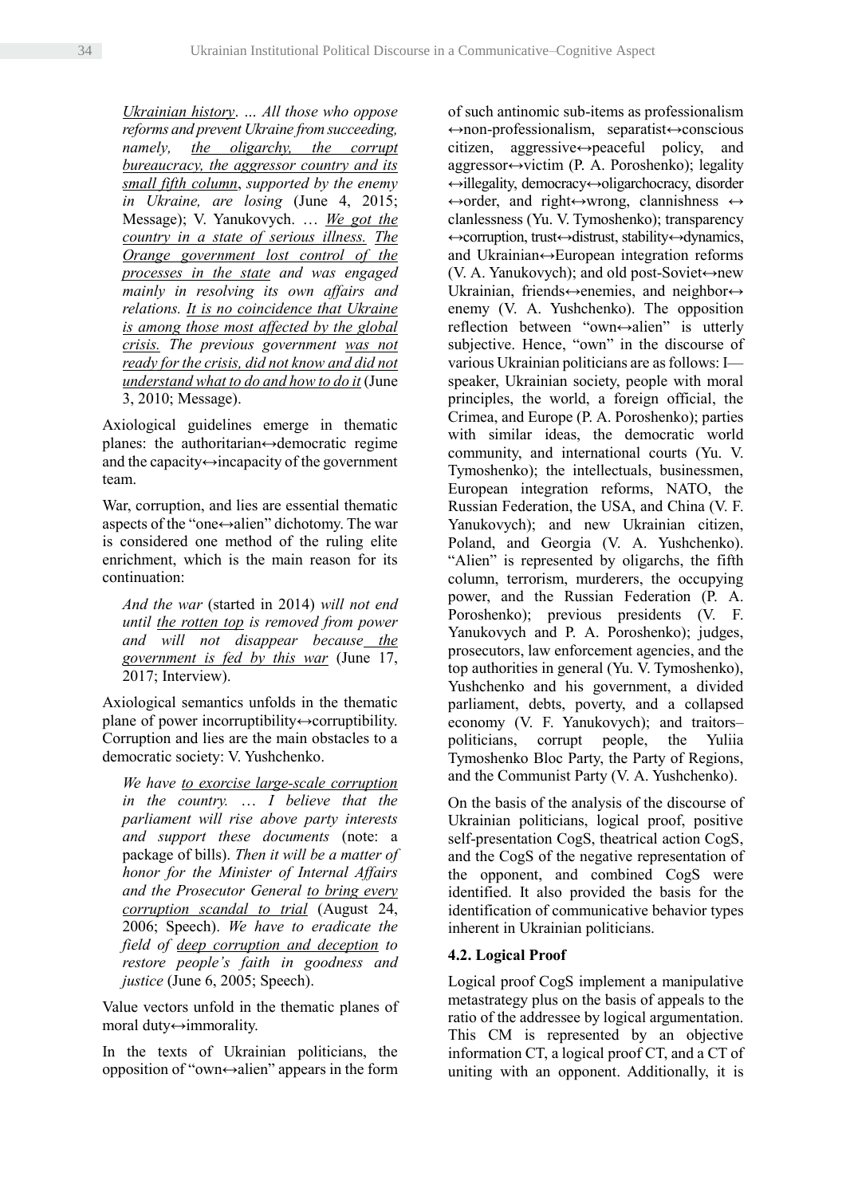*Ukrainian history*. … *All those who oppose reforms and prevent Ukraine from succeeding, namely, the oligarchy, the corrupt bureaucracy, the aggressor country and its small fifth column, supported by the enemy in Ukraine, are losing* (June 4, 2015; Message); V. Yanukovych. … *We got the country in a state of serious illness. The Orange government lost control of the processes in the state and was engaged mainly in resolving its own affairs and relations. It is no coincidence that Ukraine is among those most affected by the global crisis. The previous government was not ready for the crisis, did not know and did not understand what to do and how to do it* (June 3, 2010; Message).

Axiological guidelines emerge in thematic planes: the authoritarian↔democratic regime and the capacity↔incapacity of the government team.

War, corruption, and lies are essential thematic aspects of the "one↔alien" dichotomy. The war is considered one method of the ruling elite enrichment, which is the main reason for its continuation:

> *And the war* (started in 2014) *will not end until the rotten top is removed from power and will not disappear because the government is fed by this war* (June 17, 2017; Interview).

Axiological semantics unfolds in the thematic plane of power incorruptibility↔corruptibility. Corruption and lies are the main obstacles to a democratic society: V. Yushchenko.

> *We have to exorcise large-scale corruption in the country. … I believe that the parliament will rise above party interests and support these documents* (note: a package of bills). *Then it will be a matter of honor for the Minister of Internal Affairs and the Prosecutor General to bring every corruption scandal to trial* (August 24, 2006; Speech). *We have to eradicate the field of deep corruption and deception to restore people's faith in goodness and justice* (June 6, 2005; Speech).

Value vectors unfold in the thematic planes of moral duty↔immorality.

In the texts of Ukrainian politicians, the opposition of "own↔alien" appears in the form of such antinomic sub-items as professionalism ↔non-professionalism, separatist↔conscious citizen, aggressive↔peaceful policy, and aggressor↔victim (P. A. Poroshenko); legality ↔illegality, democracy↔oligarchocracy, disorder ↔order, and right↔wrong, clannishness ↔ clanlessness (Yu. V. Tymoshenko); transparency ↔corruption, trust↔distrust, stability↔dynamics, and Ukrainian↔European integration reforms (V. A. Yanukovych); and old post-Soviet↔new Ukrainian, friends↔enemies, and neighbor↔ enemy (V. A. Yushchenko). The opposition reflection between "own↔alien" is utterly subjective. Hence, "own" in the discourse of various Ukrainian politicians are as follows: I—speaker, Ukrainian society, people with moral principles, the world, a foreign official, the Crimea, and Europe (P. A. Poroshenko); parties with similar ideas, the democratic world community, and international courts (Yu. V. Tymoshenko); the intellectuals, businessmen, European integration reforms, NATO, the Russian Federation, the USA, and China (V. F. Yanukovych); and new Ukrainian citizen, Poland, and Georgia (V. A. Yushchenko). "Alien" is represented by oligarchs, the fifth column, terrorism, murderers, the occupying power, and the Russian Federation (P. A. Poroshenko); previous presidents (V. F. Yanukovych and P. A. Poroshenko); judges, prosecutors, law enforcement agencies, and the top authorities in general (Yu. V. Tymoshenko), Yushchenko and his government, a divided parliament, debts, poverty, and a collapsed economy (V. F. Yanukovych); and traitors–politicians, corrupt people, the Yuliia Tymoshenko Bloc Party, the Party of Regions, and the Communist Party (V. A. Yushchenko).

On the basis of the analysis of the discourse of Ukrainian politicians, logical proof, positive self-presentation CogS, theatrical action CogS, and the CogS of the negative representation of the opponent, and combined CogS were identified. It also provided the basis for the identification of communicative behavior types inherent in Ukrainian politicians.

### 4.2. Logical Proof

Logical proof CogS implement a manipulative metastrategy plus on the basis of appeals to the ratio of the addressee by logical argumentation. This CM is represented by an objective information CT, a logical proof CT, and a CT of uniting with an opponent. Additionally, it is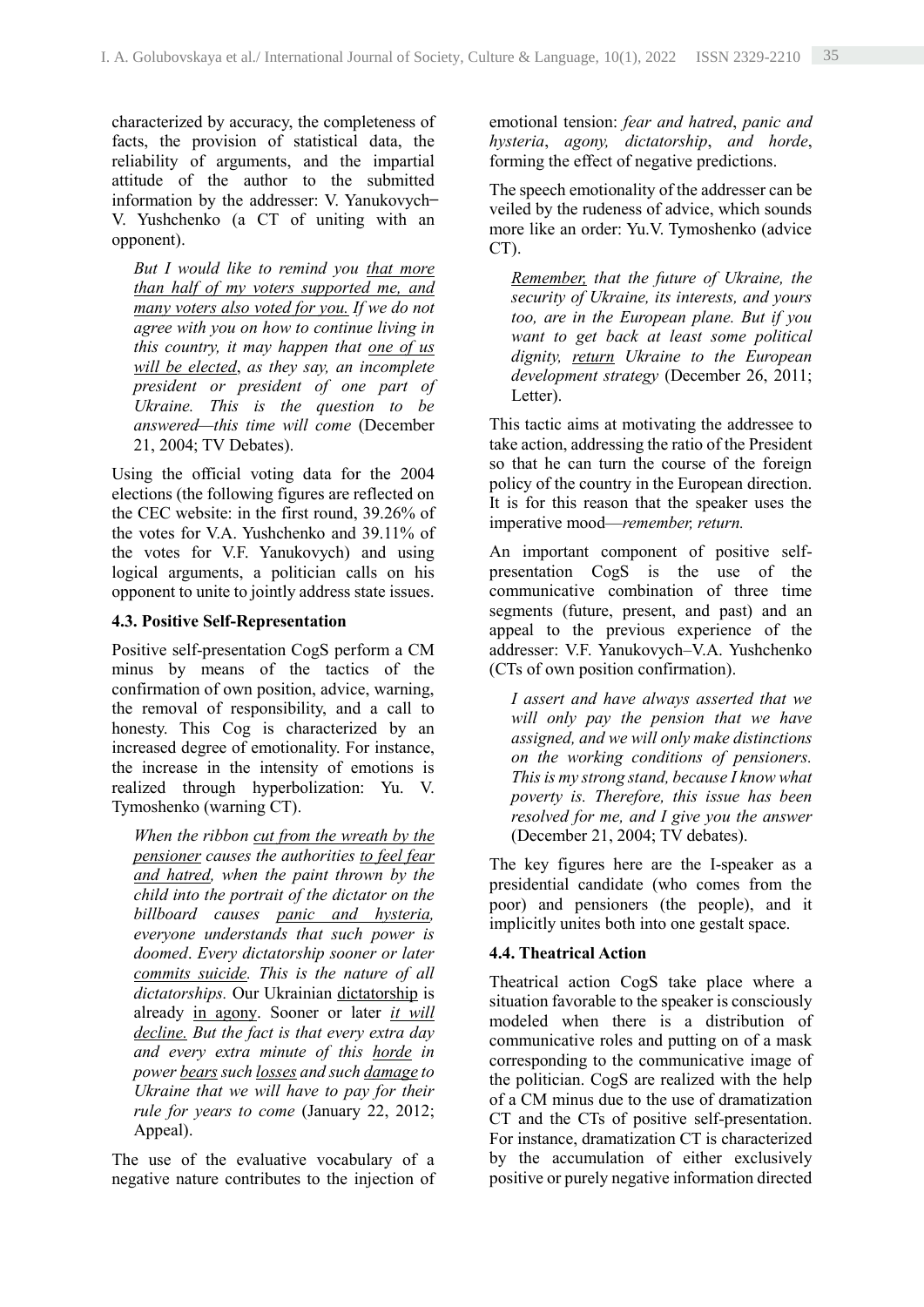characterized by accuracy, the completeness of facts, the provision of statistical data, the reliability of arguments, and the impartial attitude of the author to the submitted information by the addresser: V. Yanukovych– V. Yushchenko (a CT of uniting with an opponent).

> *But I would like to remind you that more than half of my voters supported me, and many voters also voted for you. If we do not agree with you on how to continue living in this country, it may happen that one of us will be elected, as they say, an incomplete president or president of one part of Ukraine. This is the question to be answered—this time will come* (December 21, 2004; TV Debates).

Using the official voting data for the 2004 elections (the following figures are reflected on the CEC website: in the first round, 39.26% of the votes for V.A. Yushchenko and 39.11% of the votes for V.F. Yanukovych) and using logical arguments, a politician calls on his opponent to unite to jointly address state issues.

### 4.3. Positive Self-Representation

Positive self-presentation CogS perform a CM minus by means of the tactics of the confirmation of own position, advice, warning, the removal of responsibility, and a call to honesty. This Cog is characterized by an increased degree of emotionality. For instance, the increase in the intensity of emotions is realized through hyperbolization: Yu. V. Tymoshenko (warning CT).

> *When the ribbon cut from the wreath by the pensioner causes the authorities to feel fear and hatred, when the paint thrown by the child into the portrait of the dictator on the billboard causes panic and hysteria, everyone understands that such power is doomed. Every dictatorship sooner or later commits suicide. This is the nature of all dictatorships.* Our Ukrainian dictatorship is already in agony. Sooner or later *it will decline. But the fact is that every extra day and every extra minute of this horde in power bears such losses and such damage to Ukraine that we will have to pay for their rule for years to come* (January 22, 2012; Appeal).

The use of the evaluative vocabulary of a negative nature contributes to the injection of emotional tension: *fear and hatred*, *panic and hysteria*, *agony, dictatorship*, *and horde*, forming the effect of negative predictions.

The speech emotionality of the addresser can be veiled by the rudeness of advice, which sounds more like an order: Yu.V. Tymoshenko (advice CT).

> *Remember, that the future of Ukraine, the security of Ukraine, its interests, and yours too, are in the European plane. But if you want to get back at least some political dignity, return Ukraine to the European development strategy* (December 26, 2011; Letter).

This tactic aims at motivating the addressee to take action, addressing the ratio of the President so that he can turn the course of the foreign policy of the country in the European direction. It is for this reason that the speaker uses the imperative mood—*remember, return.*

An important component of positive self-presentation CogS is the use of the communicative combination of three time segments (future, present, and past) and an appeal to the previous experience of the addresser: V.F. Yanukovych–V.A. Yushchenko (CTs of own position confirmation).

> *I assert and have always asserted that we will only pay the pension that we have assigned, and we will only make distinctions on the working conditions of pensioners. This is my strong stand, because I know what poverty is. Therefore, this issue has been resolved for me, and I give you the answer* (December 21, 2004; TV debates).

The key figures here are the I-speaker as a presidential candidate (who comes from the poor) and pensioners (the people), and it implicitly unites both into one gestalt space.

### 4.4. Theatrical Action

Theatrical action CogS take place where a situation favorable to the speaker is consciously modeled when there is a distribution of communicative roles and putting on of a mask corresponding to the communicative image of the politician. CogS are realized with the help of a CM minus due to the use of dramatization CT and the CTs of positive self-presentation. For instance, dramatization CT is characterized by the accumulation of either exclusively positive or purely negative information directed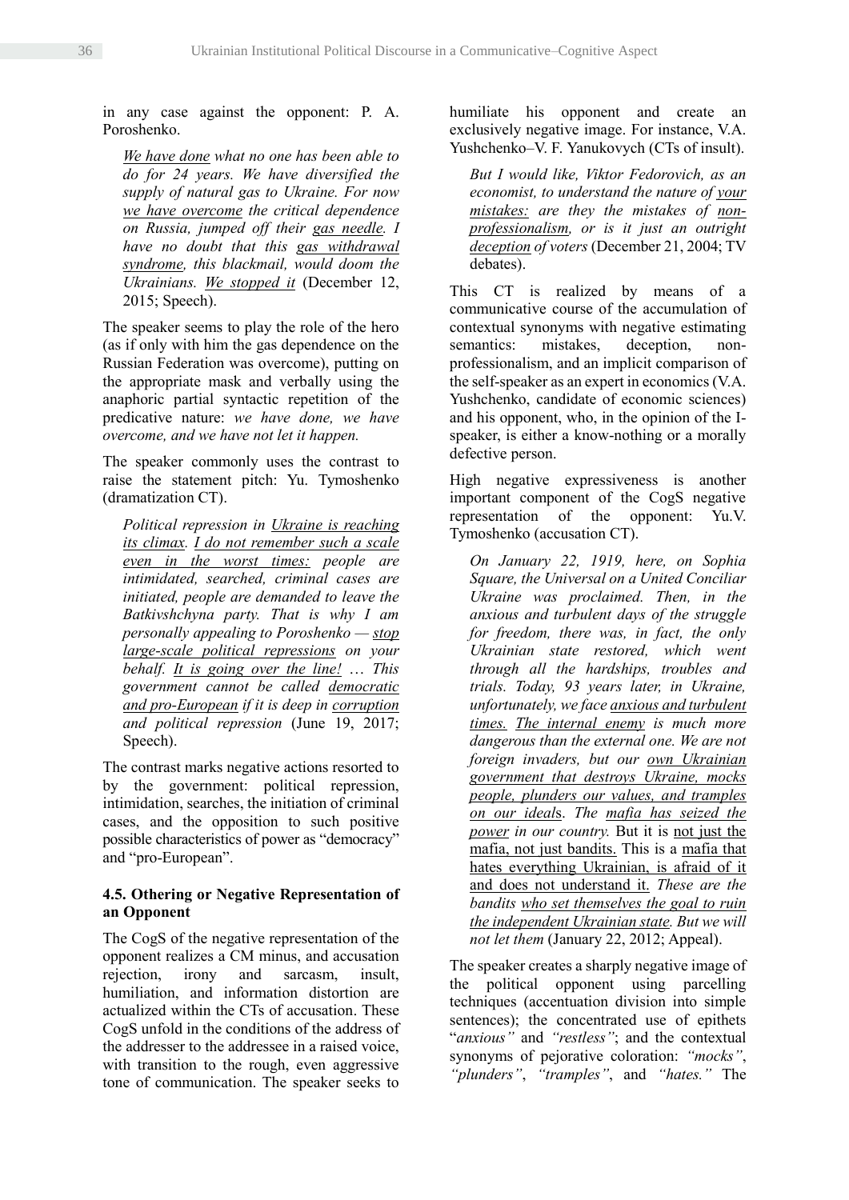in any case against the opponent: P. A. Poroshenko.

> *We have done what no one has been able to do for 24 years. We have diversified the supply of natural gas to Ukraine. For now we have overcome the critical dependence on Russia, jumped off their gas needle. I have no doubt that this gas withdrawal syndrome, this blackmail, would doom the Ukrainians. We stopped it* (December 12, 2015; Speech).

The speaker seems to play the role of the hero (as if only with him the gas dependence on the Russian Federation was overcome), putting on the appropriate mask and verbally using the anaphoric partial syntactic repetition of the predicative nature: *we have done, we have overcome, and we have not let it happen.*

The speaker commonly uses the contrast to raise the statement pitch: Yu. Tymoshenko (dramatization CT).

> *Political repression in Ukraine is reaching its climax. I do not remember such a scale even in the worst times: people are intimidated, searched, criminal cases are initiated, people are demanded to leave the Batkivshchyna party. That is why I am personally appealing to Poroshenko — stop large-scale political repressions on your behalf. It is going over the line! … This government cannot be called democratic and pro-European if it is deep in corruption and political repression* (June 19, 2017; Speech).

The contrast marks negative actions resorted to by the government: political repression, intimidation, searches, the initiation of criminal cases, and the opposition to such positive possible characteristics of power as "democracy" and "pro-European".

### 4.5. Othering or Negative Representation of an Opponent

The CogS of the negative representation of the opponent realizes a CM minus, and accusation rejection, irony and sarcasm, insult, humiliation, and information distortion are actualized within the CTs of accusation. These CogS unfold in the conditions of the address of the addresser to the addressee in a raised voice, with transition to the rough, even aggressive tone of communication. The speaker seeks to humiliate his opponent and create an exclusively negative image. For instance, V.A. Yushchenko–V. F. Yanukovych (CTs of insult).

> *But I would like, Viktor Fedorovich, as an economist, to understand the nature of your mistakes: are they the mistakes of non-professionalism, or is it just an outright deception of voters* (December 21, 2004; TV debates).

This CT is realized by means of a communicative course of the accumulation of contextual synonyms with negative estimating semantics: mistakes, deception, non-professionalism, and an implicit comparison of the self-speaker as an expert in economics (V.A. Yushchenko, candidate of economic sciences) and his opponent, who, in the opinion of the I-speaker, is either a know-nothing or a morally defective person.

High negative expressiveness is another important component of the CogS negative representation of the opponent: Yu.V. Tymoshenko (accusation CT).

> *On January 22, 1919, here, on Sophia Square, the Universal on a United Conciliar Ukraine was proclaimed. Then, in the anxious and turbulent days of the struggle for freedom, there was, in fact, the only Ukrainian state restored, which went through all the hardships, troubles and trials. Today, 93 years later, in Ukraine, unfortunately, we face anxious and turbulent times. The internal enemy is much more dangerous than the external one. We are not foreign invaders, but our own Ukrainian government that destroys Ukraine, mocks people, plunders our values, and tramples on our ideals. The mafia has seized the power in our country.* But it is not just the mafia, not just bandits. This is a mafia that hates everything Ukrainian, is afraid of it and does not understand it. *These are the bandits who set themselves the goal to ruin the independent Ukrainian state. But we will not let them* (January 22, 2012; Appeal).

The speaker creates a sharply negative image of the political opponent using parcelling techniques (accentuation division into simple sentences); the concentrated use of epithets "*anxious"* and *"restless"*; and the contextual synonyms of pejorative coloration: *"mocks"*, *"plunders"*, *"tramples"*, and *"hates."* The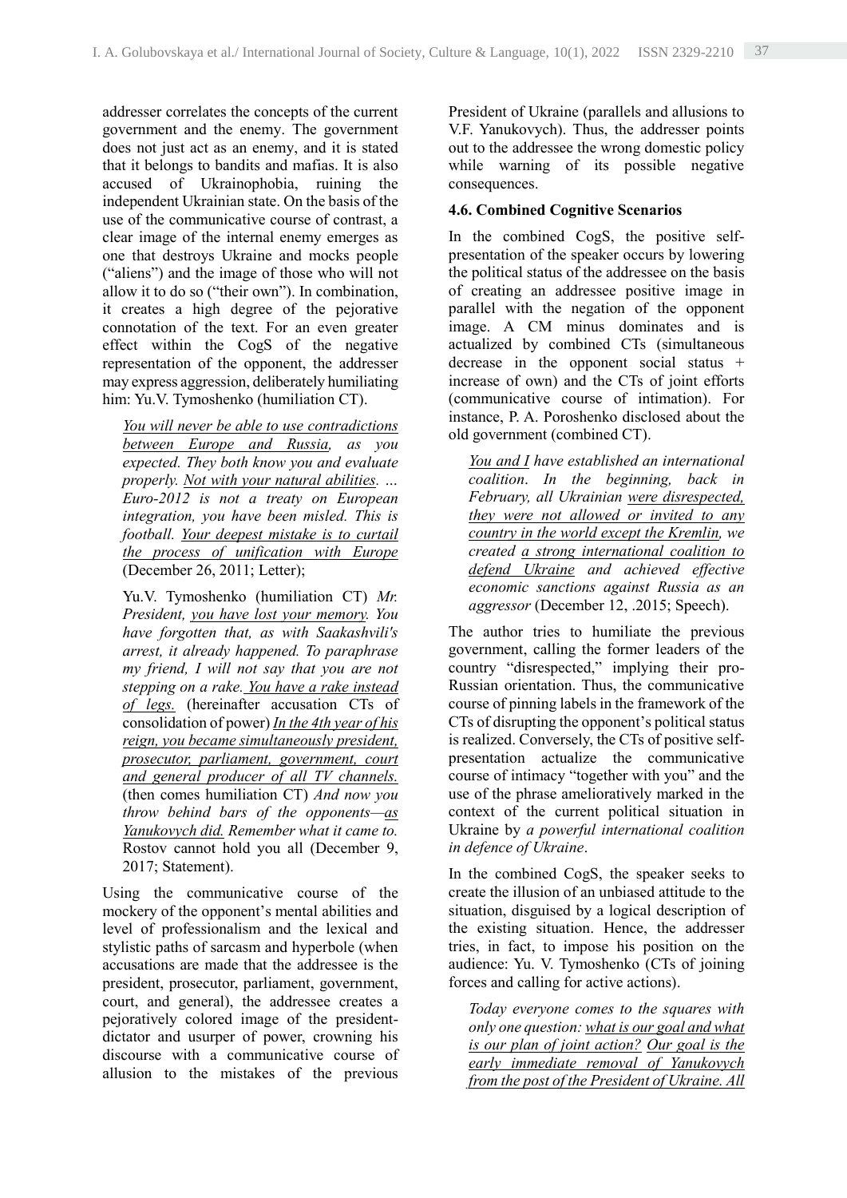addresser correlates the concepts of the current government and the enemy. The government does not just act as an enemy, and it is stated that it belongs to bandits and mafias. It is also accused of Ukrainophobia, ruining the independent Ukrainian state. On the basis of the use of the communicative course of contrast, a clear image of the internal enemy emerges as one that destroys Ukraine and mocks people ("aliens") and the image of those who will not allow it to do so ("their own"). In combination, it creates a high degree of the pejorative connotation of the text. For an even greater effect within the CogS of the negative representation of the opponent, the addresser may express aggression, deliberately humiliating him: Yu.V. Tymoshenko (humiliation CT).

> *<u>You will never be able to use contradictions between Europe and Russia</u>, as you expected. They both know you and evaluate properly. <u>Not with your natural abilities</u>. … Euro-2012 is not a treaty on European integration, you have been misled. This is football. <u>Your deepest mistake is to curtail the process of unification with Europe</u>* (December 26, 2011; Letter);

> Yu.V. Tymoshenko (humiliation CT) *Mr. President, <u>you have lost your memory</u>. You have forgotten that, as with Saakashvili's arrest, it already happened. To paraphrase my friend, I will not say that you are not stepping on a rake. <u>You have a rake instead of legs.</u>* (hereinafter accusation CTs of consolidation of power) *<u>In the 4th year of his reign, you became simultaneously president, prosecutor, parliament, government, court and general producer of all TV channels.</u>* (then comes humiliation CT) *And now you throw behind bars of the opponents—<u>as Yanukovych did.</u> Remember what it came to.* Rostov cannot hold you all (December 9, 2017; Statement).

Using the communicative course of the mockery of the opponent's mental abilities and level of professionalism and the lexical and stylistic paths of sarcasm and hyperbole (when accusations are made that the addressee is the president, prosecutor, parliament, government, court, and general), the addressee creates a pejoratively colored image of the president-dictator and usurper of power, crowning his discourse with a communicative course of allusion to the mistakes of the previous President of Ukraine (parallels and allusions to V.F. Yanukovych). Thus, the addresser points out to the addressee the wrong domestic policy while warning of its possible negative consequences.

### 4.6. Combined Cognitive Scenarios

In the combined CogS, the positive self-presentation of the speaker occurs by lowering the political status of the addressee on the basis of creating an addressee positive image in parallel with the negation of the opponent image. A CM minus dominates and is actualized by combined CTs (simultaneous decrease in the opponent social status + increase of own) and the CTs of joint efforts (communicative course of intimation). For instance, P. A. Poroshenko disclosed about the old government (combined CT).

> *<u>You and I</u> have established an international coalition. In the beginning, back in February, all Ukrainian <u>were disrespected, they were not allowed or invited to any country in the world except the Kremlin</u>, we created <u>a strong international coalition to defend Ukraine</u> and achieved effective economic sanctions against Russia as an aggressor* (December 12, .2015; Speech).

The author tries to humiliate the previous government, calling the former leaders of the country "disrespected," implying their pro-Russian orientation. Thus, the communicative course of pinning labels in the framework of the CTs of disrupting the opponent's political status is realized. Conversely, the CTs of positive self-presentation actualize the communicative course of intimacy "together with you" and the use of the phrase amelioratively marked in the context of the current political situation in Ukraine by *a powerful international coalition in defence of Ukraine*.

In the combined CogS, the speaker seeks to create the illusion of an unbiased attitude to the situation, disguised by a logical description of the existing situation. Hence, the addresser tries, in fact, to impose his position on the audience: Yu. V. Tymoshenko (CTs of joining forces and calling for active actions).

> *Today everyone comes to the squares with only one question: <u>what is our goal and what is our plan of joint action?</u> <u>Our goal is the early immediate removal of Yanukovych from the post of the President of Ukraine. All</u>*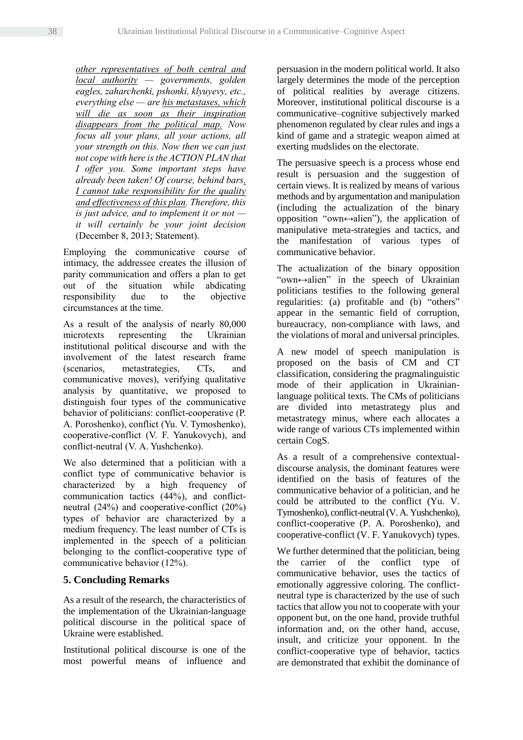*other representatives of both central and local authority — governments, golden eagles, zaharchenki, pshonki, klyuyevy, etc., everything else — are his metastases, which will die as soon as their inspiration disappears from the political map. Now focus all your plans, all your actions, all your strength on this. Now then we can just not cope with here is the ACTION PLAN that I offer you. Some important steps have already been taken! Of course, behind bars, I cannot take responsibility for the quality and effectiveness of this plan. Therefore, this is just advice, and to implement it or not — it will certainly be your joint decision* (December 8, 2013; Statement).

Employing the communicative course of intimacy, the addressee creates the illusion of parity communication and offers a plan to get out of the situation while abdicating responsibility due to the objective circumstances at the time.

As a result of the analysis of nearly 80,000 microtexts representing the Ukrainian institutional political discourse and with the involvement of the latest research frame (scenarios, metastrategies, CTs, and communicative moves), verifying qualitative analysis by quantitative, we proposed to distinguish four types of the communicative behavior of politicians: conflict-cooperative (P. A. Poroshenko), conflict (Yu. V. Tymoshenko), cooperative-conflict (V. F. Yanukovych), and conflict-neutral (V. A. Yushchenko).

We also determined that a politician with a conflict type of communicative behavior is characterized by a high frequency of communication tactics (44%), and conflict-neutral (24%) and cooperative-conflict (20%) types of behavior are characterized by a medium frequency. The least number of CTs is implemented in the speech of a politician belonging to the conflict-cooperative type of communicative behavior (12%).

## 5. Concluding Remarks

As a result of the research, the characteristics of the implementation of the Ukrainian-language political discourse in the political space of Ukraine were established.

Institutional political discourse is one of the most powerful means of influence and persuasion in the modern political world. It also largely determines the mode of the perception of political realities by average citizens. Moreover, institutional political discourse is a communicative–cognitive subjectively marked phenomenon regulated by clear rules and ings a kind of game and a strategic weapon aimed at exerting mudslides on the electorate.

The persuasive speech is a process whose end result is persuasion and the suggestion of certain views. It is realized by means of various methods and by argumentation and manipulation (including the actualization of the binary opposition "own↔alien"), the application of manipulative meta-strategies and tactics, and the manifestation of various types of communicative behavior.

The actualization of the binary opposition "own↔alien" in the speech of Ukrainian politicians testifies to the following general regularities: (a) profitable and (b) "others" appear in the semantic field of corruption, bureaucracy, non-compliance with laws, and the violations of moral and universal principles.

A new model of speech manipulation is proposed on the basis of CM and CT classification, considering the pragmalinguistic mode of their application in Ukrainian-language political texts. The CMs of politicians are divided into metastrategy plus and metastrategy minus, where each allocates a wide range of various CTs implemented within certain CogS.

As a result of a comprehensive contextual-discourse analysis, the dominant features were identified on the basis of features of the communicative behavior of a politician, and he could be attributed to the conflict (Yu. V. Tymoshenko), conflict-neutral (V. A. Yushchenko), conflict-cooperative (P. A. Poroshenko), and cooperative-conflict (V. F. Yanukovych) types.

We further determined that the politician, being the carrier of the conflict type of communicative behavior, uses the tactics of emotionally aggressive coloring. The conflict-neutral type is characterized by the use of such tactics that allow you not to cooperate with your opponent but, on the one hand, provide truthful information and, on the other hand, accuse, insult, and criticize your opponent. In the conflict-cooperative type of behavior, tactics are demonstrated that exhibit the dominance of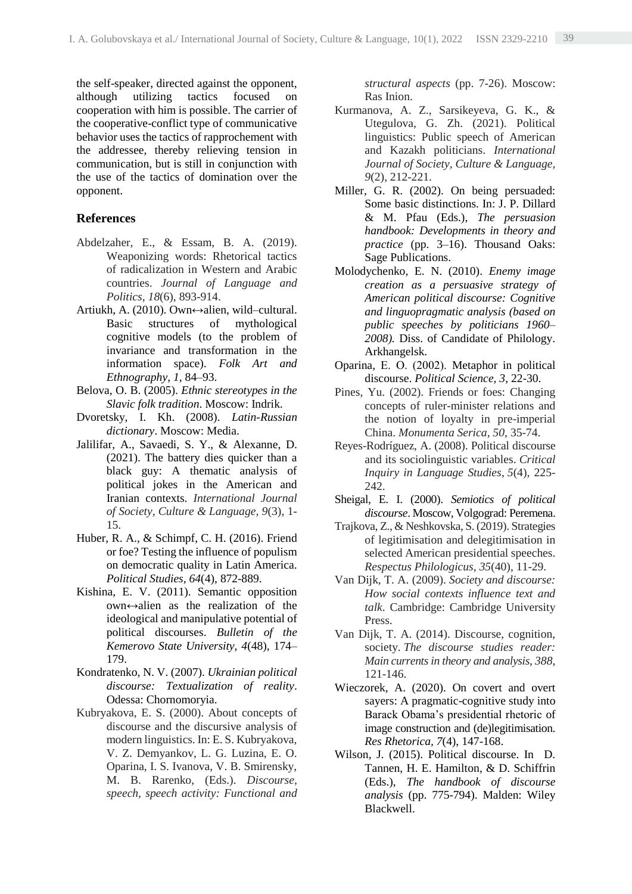the self-speaker, directed against the opponent, although utilizing tactics focused on cooperation with him is possible. The carrier of the cooperative-conflict type of communicative behavior uses the tactics of rapprochement with the addressee, thereby relieving tension in communication, but is still in conjunction with the use of the tactics of domination over the opponent.

## References

Abdelzaher, E., & Essam, B. A. (2019). Weaponizing words: Rhetorical tactics of radicalization in Western and Arabic countries. *Journal of Language and Politics*, *18*(6), 893-914.

Artiukh, A. (2010). Own↔alien, wild–cultural. Basic structures of mythological cognitive models (to the problem of invariance and transformation in the information space). *Folk Art and Ethnography*, *1*, 84–93.

Belova, O. B. (2005). *Ethnic stereotypes in the Slavic folk tradition*. Moscow: Indrik.

Dvoretsky, I. Kh. (2008). *Latin-Russian dictionary*. Moscow: Media.

Jalilifar, A., Savaedi, S. Y., & Alexanne, D. (2021). The battery dies quicker than a black guy: A thematic analysis of political jokes in the American and Iranian contexts. *International Journal of Society, Culture & Language, 9*(3), 1-15.

Huber, R. A., & Schimpf, C. H. (2016). Friend or foe? Testing the influence of populism on democratic quality in Latin America. *Political Studies*, *64*(4), 872-889.

Kishina, E. V. (2011). Semantic opposition own↔alien as the realization of the ideological and manipulative potential of political discourses. *Bulletin of the Kemerovo State University*, *4*(48), 174–179.

Kondratenko, N. V. (2007). *Ukrainian political discourse: Textualization of reality*. Odessa: Chornomoryia.

Kubryakova, E. S. (2000). About concepts of discourse and the discursive analysis of modern linguistics. In: E. S. Kubryakova, V. Z. Demyankov, L. G. Luzina, E. O. Oparina, I. S. Ivanova, V. B. Smirensky, M. B. Rarenko, (Eds.). *Discourse, speech, speech activity: Functional and structural aspects* (pp. 7-26). Moscow: Ras Inion.

Kurmanova, A. Z., Sarsikeyeva, G. K., & Utegulova, G. Zh. (2021). Political linguistics: Public speech of American and Kazakh politicians. *International Journal of Society, Culture & Language, 9*(2), 212-221.

Miller, G. R. (2002). On being persuaded: Some basic distinctions. In: J. P. Dillard & M. Pfau (Eds.), *The persuasion handbook: Developments in theory and practice* (pp. 3–16). Thousand Oaks: Sage Publications.

Molodychenko, E. N. (2010). *Enemy image creation as a persuasive strategy of American political discourse: Cognitive and linguopragmatic analysis (based on public speeches by politicians 1960–2008).* Diss. of Candidate of Philology. Arkhangelsk.

Oparina, E. O. (2002). Metaphor in political discourse. *Political Science, 3*, 22-30.

Pines, Yu. (2002). Friends or foes: Changing concepts of ruler-minister relations and the notion of loyalty in pre-imperial China. *Monumenta Serica*, *50*, 35-74.

Reyes-Rodríguez, A. (2008). Political discourse and its sociolinguistic variables. *Critical Inquiry in Language Studies*, *5*(4), 225-242.

Sheigal, E. I. (2000). *Semiotics of political discourse*. Moscow, Volgograd: Peremena.

Trajkova, Z., & Neshkovska, S. (2019). Strategies of legitimisation and delegitimisation in selected American presidential speeches. *Respectus Philologicus, 35*(40), 11-29.

Van Dijk, T. A. (2009). *Society and discourse: How social contexts influence text and talk*. Cambridge: Cambridge University Press.

Van Dijk, T. A. (2014). Discourse, cognition, society. *The discourse studies reader: Main currents in theory and analysis*, *388*, 121-146.

Wieczorek, A. (2020). On covert and overt sayers: A pragmatic-cognitive study into Barack Obama's presidential rhetoric of image construction and (de)legitimisation. *Res Rhetorica, 7*(4), 147-168.

Wilson, J. (2015). Political discourse. In D. Tannen, H. E. Hamilton, & D. Schiffrin (Eds.), *The handbook of discourse analysis* (pp. 775-794). Malden: Wiley Blackwell.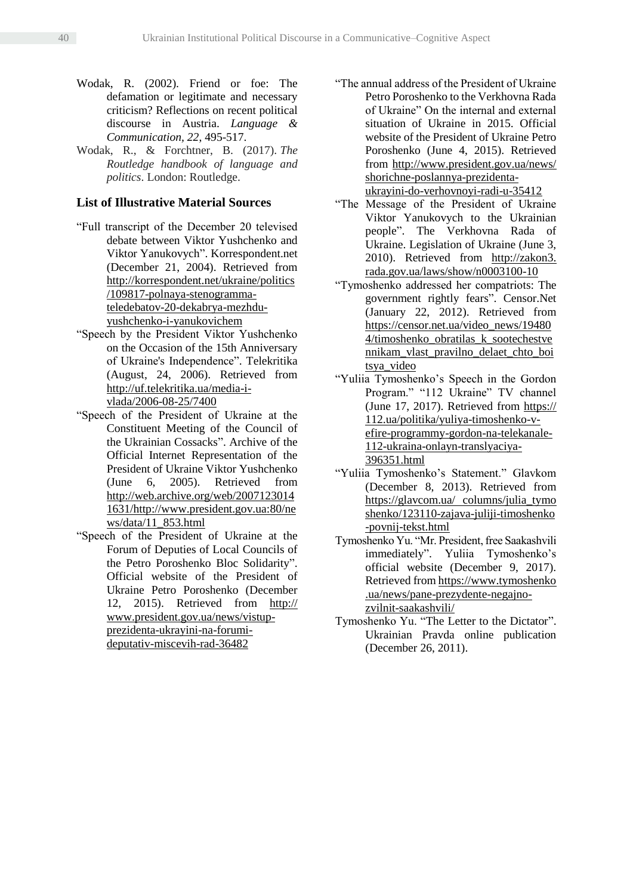Wodak, R. (2002). Friend or foe: The defamation or legitimate and necessary criticism? Reflections on recent political discourse in Austria. *Language & Communication, 22*, 495-517.

Wodak, R., & Forchtner, B. (2017). *The Routledge handbook of language and politics*. London: Routledge.

### List of Illustrative Material Sources

"Full transcript of the December 20 televised debate between Viktor Yushchenko and Viktor Yanukovych". Korrespondent.net (December 21, 2004). Retrieved from http://korrespondent.net/ukraine/politics/109817-polnaya-stenogramma-teledebatov-20-dekabrya-mezhdu-yushchenko-i-yanukovichem

"Speech by the President Viktor Yushchenko on the Occasion of the 15th Anniversary of Ukraine's Independence". Telekritika (August, 24, 2006). Retrieved from http://uf.telekritika.ua/media-i-vlada/2006-08-25/7400

"Speech of the President of Ukraine at the Constituent Meeting of the Council of the Ukrainian Cossacks". Archive of the Official Internet Representation of the President of Ukraine Viktor Yushchenko (June 6, 2005). Retrieved from http://web.archive.org/web/20071230141631/http://www.president.gov.ua:80/news/data/11_853.html

"Speech of the President of Ukraine at the Forum of Deputies of Local Councils of the Petro Poroshenko Bloc Solidarity". Official website of the President of Ukraine Petro Poroshenko (December 12, 2015). Retrieved from http://www.president.gov.ua/news/vistup-prezidenta-ukrayini-na-forumi-deputativ-miscevih-rad-36482

"The annual address of the President of Ukraine Petro Poroshenko to the Verkhovna Rada of Ukraine" On the internal and external situation of Ukraine in 2015. Official website of the President of Ukraine Petro Poroshenko (June 4, 2015). Retrieved from http://www.president.gov.ua/news/shorichne-poslannya-prezidenta-ukrayini-do-verhovnoyi-radi-u-35412

"The Message of the President of Ukraine Viktor Yanukovych to the Ukrainian people". The Verkhovna Rada of Ukraine. Legislation of Ukraine (June 3, 2010). Retrieved from http://zakon3.rada.gov.ua/laws/show/n0003100-10

"Tymoshenko addressed her compatriots: The government rightly fears". Censor.Net (January 22, 2012). Retrieved from https://censor.net.ua/video_news/194804/timoshenko_obratilas_k_sootechestvennikam_vlast_pravilno_delaet_chto_boitsya_video

"Yuliia Tymoshenko's Speech in the Gordon Program." "112 Ukraine" TV channel (June 17, 2017). Retrieved from https://112.ua/politika/yuliya-timoshenko-v-efire-programmy-gordon-na-telekanale-112-ukraina-onlayn-translyaciya-396351.html

"Yuliia Tymoshenko's Statement." Glavkom (December 8, 2013). Retrieved from https://glavcom.ua/ columns/julia_tymoshenko/123110-zajava-juliji-timoshenko-povnij-tekst.html

Tymoshenko Yu. "Mr. President, free Saakashvili immediately". Yuliia Tymoshenko's official website (December 9, 2017). Retrieved from https://www.tymoshenko.ua/news/pane-prezydente-negajno-zvilnit-saakashvili/

Tymoshenko Yu. "The Letter to the Dictator". Ukrainian Pravda online publication (December 26, 2011).